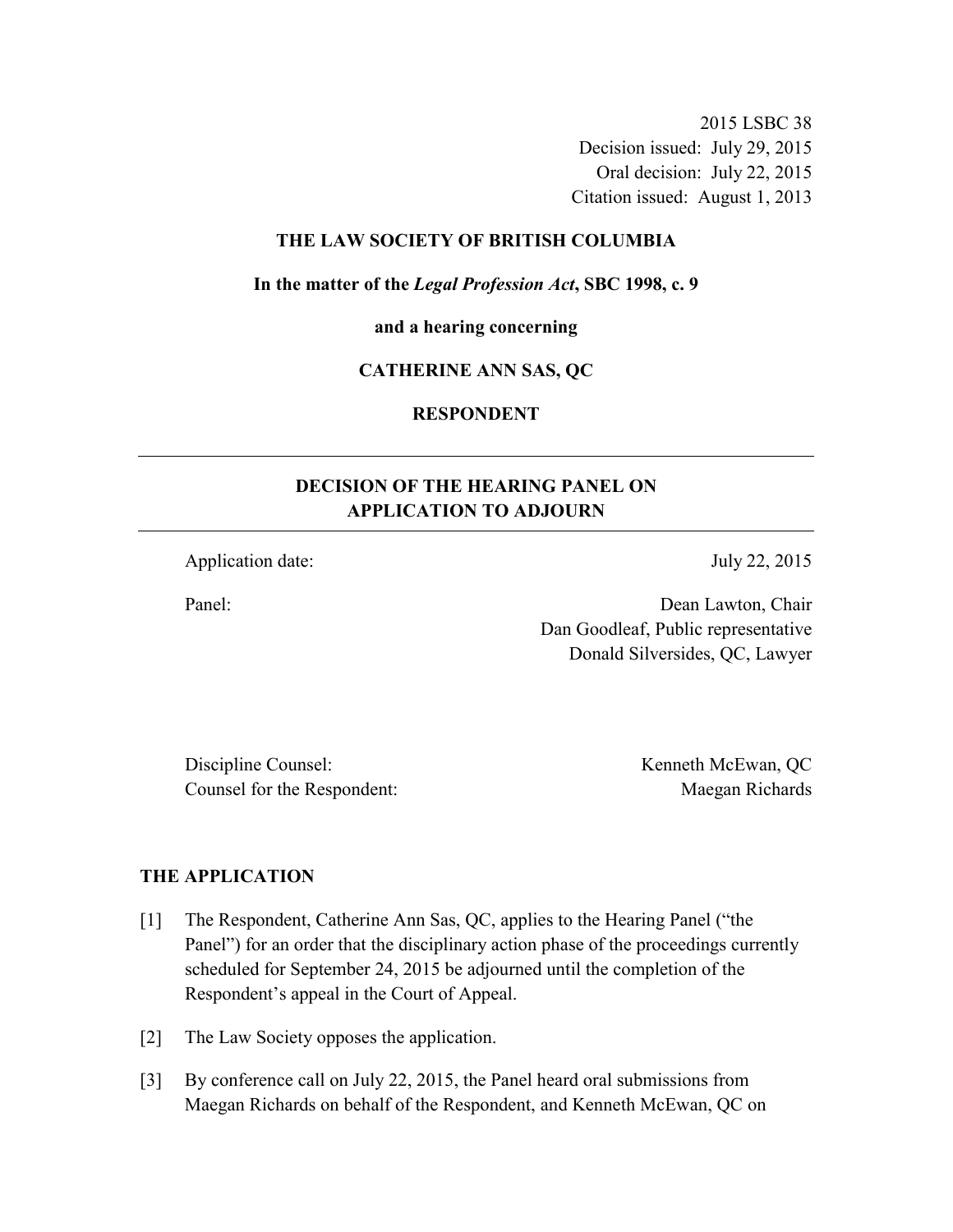2015 LSBC 38
Decision issued: July 29, 2015
Oral decision: July 22, 2015
Citation issued: August 1, 2013

**THE LAW SOCIETY OF BRITISH COLUMBIA**

**In the matter of the *Legal Profession Act*, SBC 1998, c. 9**

**and a hearing concerning**

**CATHERINE ANN SAS, QC**

**RESPONDENT**

---

## DECISION OF THE HEARING PANEL ON APPLICATION TO ADJOURN

---

Application date: July 22, 2015

Panel: Dean Lawton, Chair
Dan Goodleaf, Public representative
Donald Silversides, QC, Lawyer

Discipline Counsel: Kenneth McEwan, QC
Counsel for the Respondent: Maegan Richards

## THE APPLICATION

[1] The Respondent, Catherine Ann Sas, QC, applies to the Hearing Panel ("the Panel") for an order that the disciplinary action phase of the proceedings currently scheduled for September 24, 2015 be adjourned until the completion of the Respondent's appeal in the Court of Appeal.

[2] The Law Society opposes the application.

[3] By conference call on July 22, 2015, the Panel heard oral submissions from Maegan Richards on behalf of the Respondent, and Kenneth McEwan, QC on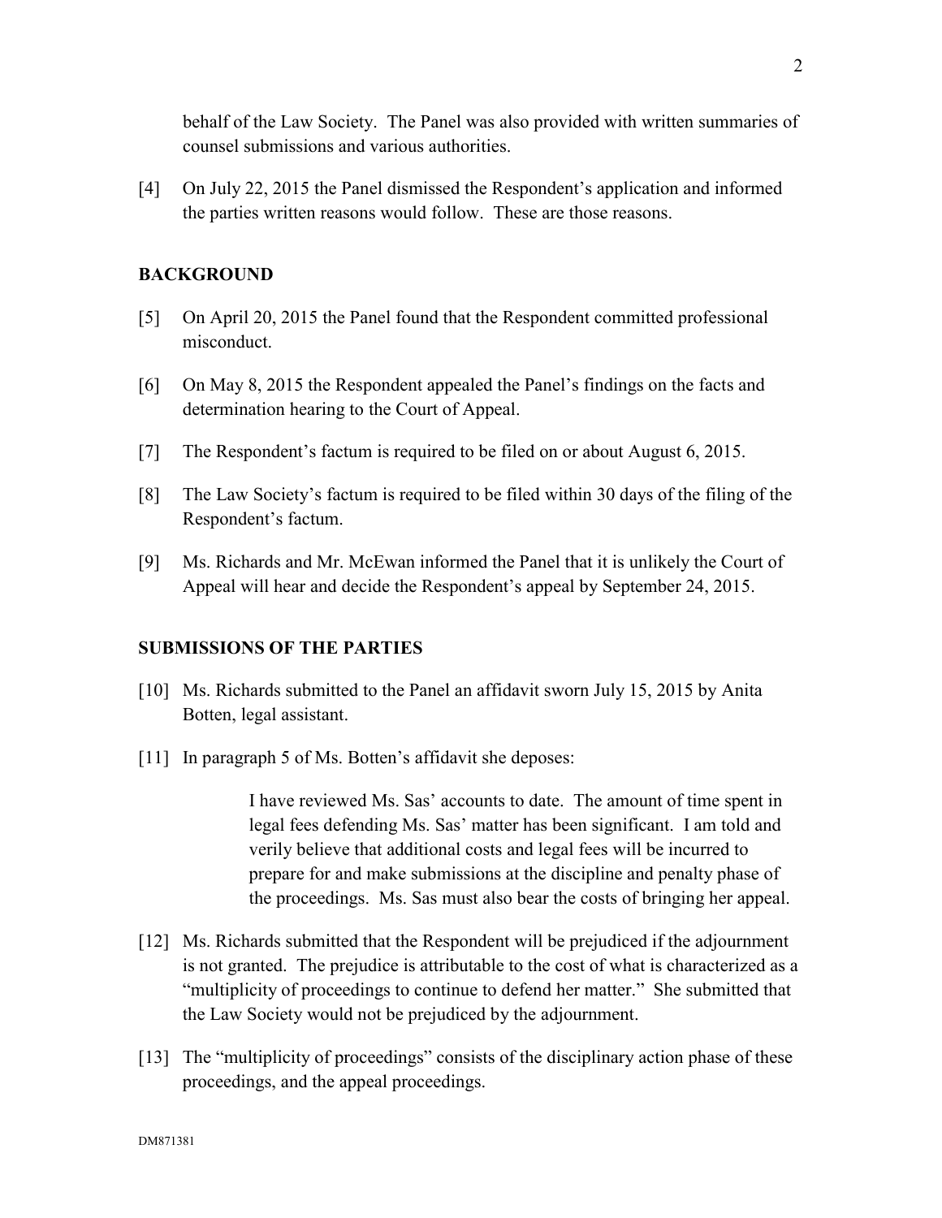behalf of the Law Society. The Panel was also provided with written summaries of counsel submissions and various authorities.

[4] On July 22, 2015 the Panel dismissed the Respondent's application and informed the parties written reasons would follow. These are those reasons.

## BACKGROUND

[5] On April 20, 2015 the Panel found that the Respondent committed professional misconduct.

[6] On May 8, 2015 the Respondent appealed the Panel's findings on the facts and determination hearing to the Court of Appeal.

[7] The Respondent's factum is required to be filed on or about August 6, 2015.

[8] The Law Society's factum is required to be filed within 30 days of the filing of the Respondent's factum.

[9] Ms. Richards and Mr. McEwan informed the Panel that it is unlikely the Court of Appeal will hear and decide the Respondent's appeal by September 24, 2015.

## SUBMISSIONS OF THE PARTIES

[10] Ms. Richards submitted to the Panel an affidavit sworn July 15, 2015 by Anita Botten, legal assistant.

[11] In paragraph 5 of Ms. Botten's affidavit she deposes:

> I have reviewed Ms. Sas' accounts to date. The amount of time spent in legal fees defending Ms. Sas' matter has been significant. I am told and verily believe that additional costs and legal fees will be incurred to prepare for and make submissions at the discipline and penalty phase of the proceedings. Ms. Sas must also bear the costs of bringing her appeal.

[12] Ms. Richards submitted that the Respondent will be prejudiced if the adjournment is not granted. The prejudice is attributable to the cost of what is characterized as a "multiplicity of proceedings to continue to defend her matter." She submitted that the Law Society would not be prejudiced by the adjournment.

[13] The "multiplicity of proceedings" consists of the disciplinary action phase of these proceedings, and the appeal proceedings.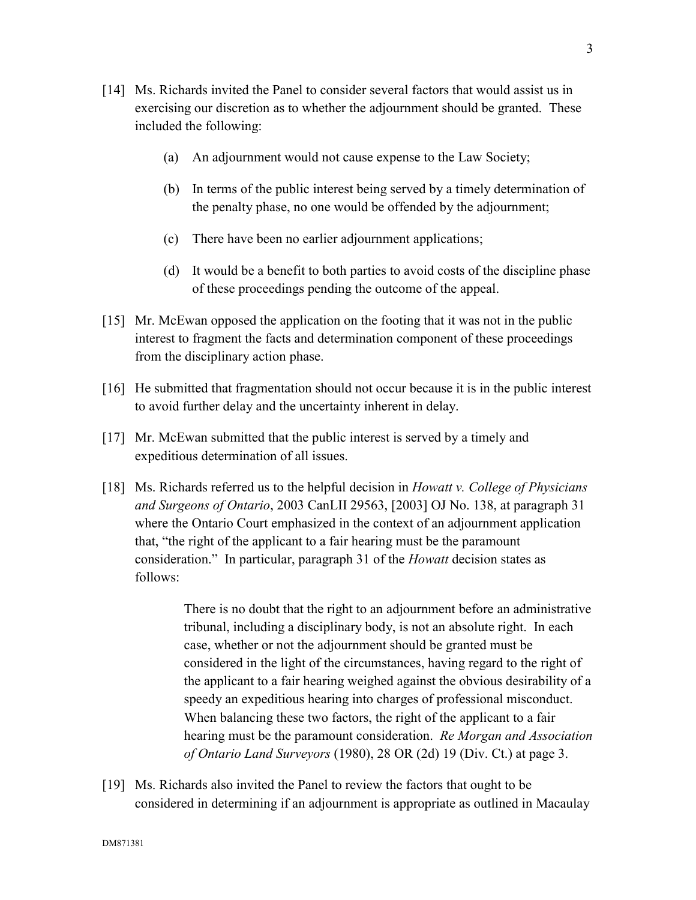[14] Ms. Richards invited the Panel to consider several factors that would assist us in exercising our discretion as to whether the adjournment should be granted. These included the following:

(a) An adjournment would not cause expense to the Law Society;

(b) In terms of the public interest being served by a timely determination of the penalty phase, no one would be offended by the adjournment;

(c) There have been no earlier adjournment applications;

(d) It would be a benefit to both parties to avoid costs of the discipline phase of these proceedings pending the outcome of the appeal.

[15] Mr. McEwan opposed the application on the footing that it was not in the public interest to fragment the facts and determination component of these proceedings from the disciplinary action phase.

[16] He submitted that fragmentation should not occur because it is in the public interest to avoid further delay and the uncertainty inherent in delay.

[17] Mr. McEwan submitted that the public interest is served by a timely and expeditious determination of all issues.

[18] Ms. Richards referred us to the helpful decision in *Howatt v. College of Physicians and Surgeons of Ontario*, 2003 CanLII 29563, [2003] OJ No. 138, at paragraph 31 where the Ontario Court emphasized in the context of an adjournment application that, "the right of the applicant to a fair hearing must be the paramount consideration." In particular, paragraph 31 of the *Howatt* decision states as follows:

> There is no doubt that the right to an adjournment before an administrative tribunal, including a disciplinary body, is not an absolute right. In each case, whether or not the adjournment should be granted must be considered in the light of the circumstances, having regard to the right of the applicant to a fair hearing weighed against the obvious desirability of a speedy an expeditious hearing into charges of professional misconduct. When balancing these two factors, the right of the applicant to a fair hearing must be the paramount consideration. *Re Morgan and Association of Ontario Land Surveyors* (1980), 28 OR (2d) 19 (Div. Ct.) at page 3.

[19] Ms. Richards also invited the Panel to review the factors that ought to be considered in determining if an adjournment is appropriate as outlined in Macaulay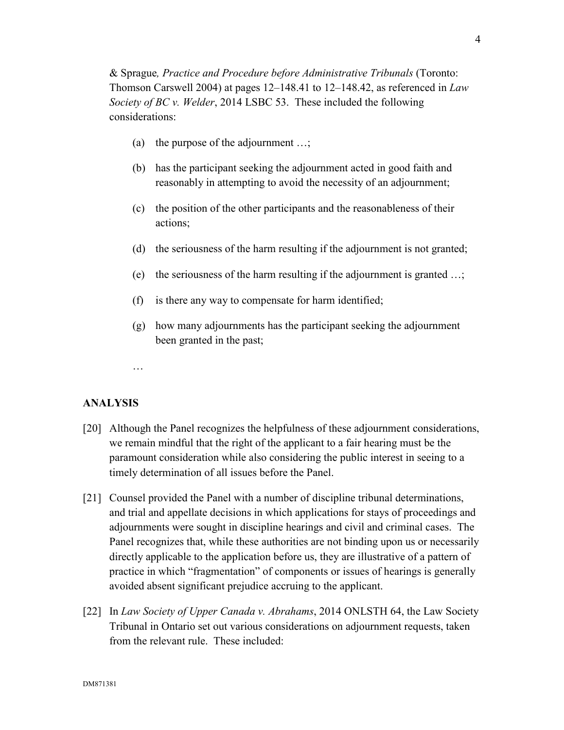& Sprague*, Practice and Procedure before Administrative Tribunals* (Toronto: Thomson Carswell 2004) at pages 12–148.41 to 12–148.42, as referenced in *Law Society of BC v. Welder*, 2014 LSBC 53. These included the following considerations:

> (a) the purpose of the adjournment …;
>
> (b) has the participant seeking the adjournment acted in good faith and reasonably in attempting to avoid the necessity of an adjournment;
>
> (c) the position of the other participants and the reasonableness of their actions;
>
> (d) the seriousness of the harm resulting if the adjournment is not granted;
>
> (e) the seriousness of the harm resulting if the adjournment is granted …;
>
> (f) is there any way to compensate for harm identified;
>
> (g) how many adjournments has the participant seeking the adjournment been granted in the past;
>
> …

## ANALYSIS

[20] Although the Panel recognizes the helpfulness of these adjournment considerations, we remain mindful that the right of the applicant to a fair hearing must be the paramount consideration while also considering the public interest in seeing to a timely determination of all issues before the Panel.

[21] Counsel provided the Panel with a number of discipline tribunal determinations, and trial and appellate decisions in which applications for stays of proceedings and adjournments were sought in discipline hearings and civil and criminal cases. The Panel recognizes that, while these authorities are not binding upon us or necessarily directly applicable to the application before us, they are illustrative of a pattern of practice in which "fragmentation" of components or issues of hearings is generally avoided absent significant prejudice accruing to the applicant.

[22] In *Law Society of Upper Canada v. Abrahams*, 2014 ONLSTH 64, the Law Society Tribunal in Ontario set out various considerations on adjournment requests, taken from the relevant rule. These included: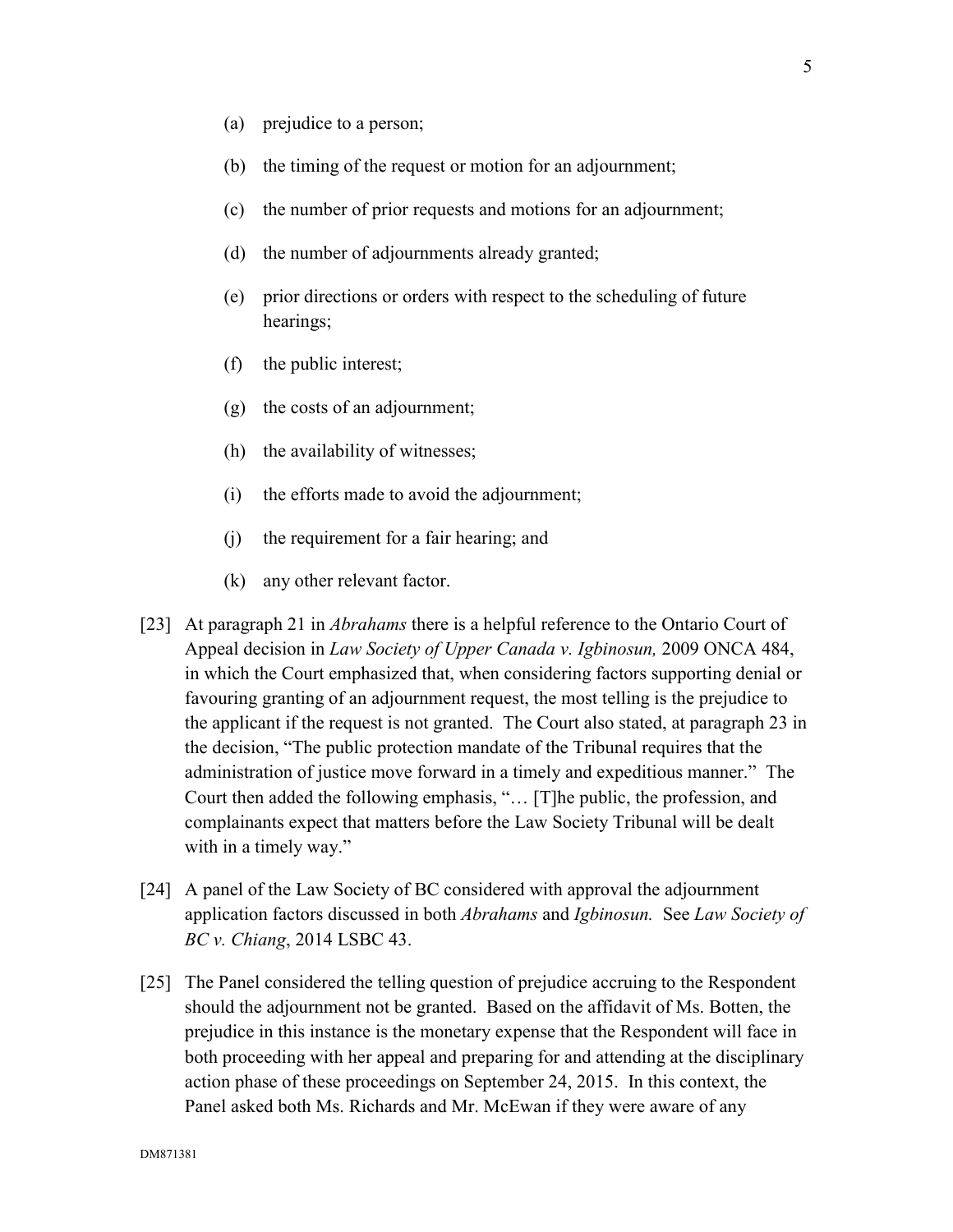(a) prejudice to a person;

(b) the timing of the request or motion for an adjournment;

(c) the number of prior requests and motions for an adjournment;

(d) the number of adjournments already granted;

(e) prior directions or orders with respect to the scheduling of future hearings;

(f) the public interest;

(g) the costs of an adjournment;

(h) the availability of witnesses;

(i) the efforts made to avoid the adjournment;

(j) the requirement for a fair hearing; and

(k) any other relevant factor.

[23] At paragraph 21 in *Abrahams* there is a helpful reference to the Ontario Court of Appeal decision in *Law Society of Upper Canada v. Igbinosun,* 2009 ONCA 484, in which the Court emphasized that, when considering factors supporting denial or favouring granting of an adjournment request, the most telling is the prejudice to the applicant if the request is not granted. The Court also stated, at paragraph 23 in the decision, "The public protection mandate of the Tribunal requires that the administration of justice move forward in a timely and expeditious manner." The Court then added the following emphasis, "… [T]he public, the profession, and complainants expect that matters before the Law Society Tribunal will be dealt with in a timely way."

[24] A panel of the Law Society of BC considered with approval the adjournment application factors discussed in both *Abrahams* and *Igbinosun.* See *Law Society of BC v. Chiang*, 2014 LSBC 43.

[25] The Panel considered the telling question of prejudice accruing to the Respondent should the adjournment not be granted. Based on the affidavit of Ms. Botten, the prejudice in this instance is the monetary expense that the Respondent will face in both proceeding with her appeal and preparing for and attending at the disciplinary action phase of these proceedings on September 24, 2015. In this context, the Panel asked both Ms. Richards and Mr. McEwan if they were aware of any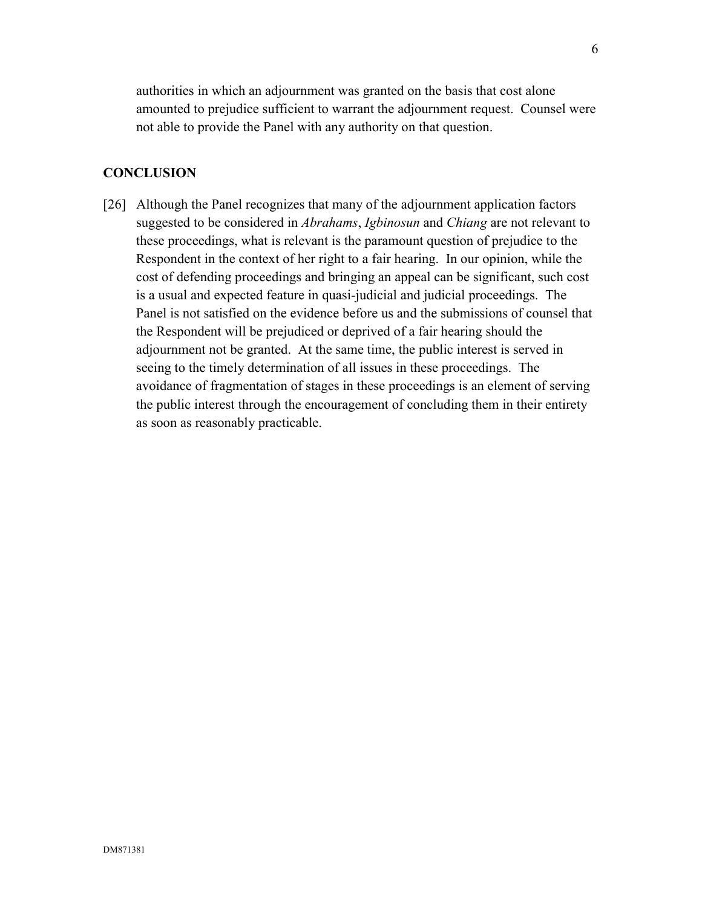authorities in which an adjournment was granted on the basis that cost alone amounted to prejudice sufficient to warrant the adjournment request. Counsel were not able to provide the Panel with any authority on that question.

## CONCLUSION

[26] Although the Panel recognizes that many of the adjournment application factors suggested to be considered in *Abrahams*, *Igbinosun* and *Chiang* are not relevant to these proceedings, what is relevant is the paramount question of prejudice to the Respondent in the context of her right to a fair hearing. In our opinion, while the cost of defending proceedings and bringing an appeal can be significant, such cost is a usual and expected feature in quasi-judicial and judicial proceedings. The Panel is not satisfied on the evidence before us and the submissions of counsel that the Respondent will be prejudiced or deprived of a fair hearing should the adjournment not be granted. At the same time, the public interest is served in seeing to the timely determination of all issues in these proceedings. The avoidance of fragmentation of stages in these proceedings is an element of serving the public interest through the encouragement of concluding them in their entirety as soon as reasonably practicable.

DM871381